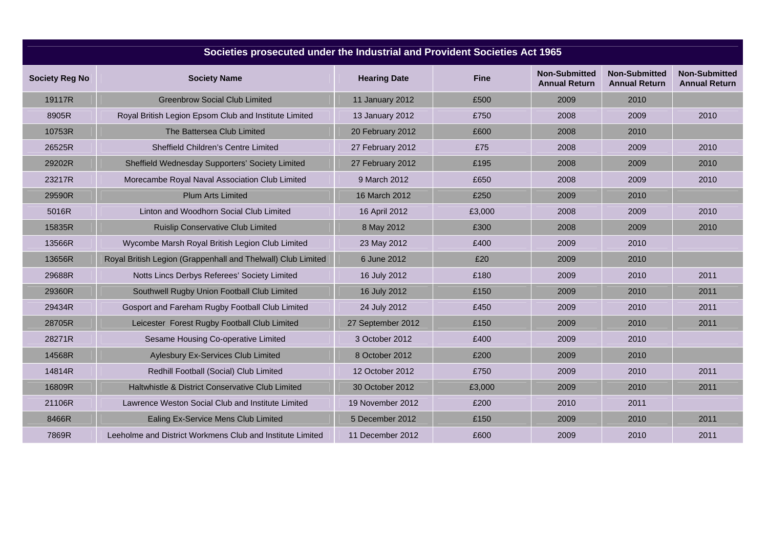| Societies prosecuted under the Industrial and Provident Societies Act 1965 | | | | | | |
|---|---|---|---|---|---|---|
| **Society Reg No** | **Society Name** | **Hearing Date** | **Fine** | **Non-Submitted Annual Return** | **Non-Submitted Annual Return** | **Non-Submitted Annual Return** |
| 19117R | Greenbrow Social Club Limited | 11 January 2012 | £500 | 2009 | 2010 | |
| 8905R | Royal British Legion Epsom Club and Institute Limited | 13 January 2012 | £750 | 2008 | 2009 | 2010 |
| 10753R | The Battersea Club Limited | 20 February 2012 | £600 | 2008 | 2010 | |
| 26525R | Sheffield Children's Centre Limited | 27 February 2012 | £75 | 2008 | 2009 | 2010 |
| 29202R | Sheffield Wednesday Supporters' Society Limited | 27 February 2012 | £195 | 2008 | 2009 | 2010 |
| 23217R | Morecambe Royal Naval Association Club Limited | 9 March 2012 | £650 | 2008 | 2009 | 2010 |
| 29590R | Plum Arts Limited | 16 March 2012 | £250 | 2009 | 2010 | |
| 5016R | Linton and Woodhorn Social Club Limited | 16 April 2012 | £3,000 | 2008 | 2009 | 2010 |
| 15835R | Ruislip Conservative Club Limited | 8 May 2012 | £300 | 2008 | 2009 | 2010 |
| 13566R | Wycombe Marsh Royal British Legion Club Limited | 23 May 2012 | £400 | 2009 | 2010 | |
| 13656R | Royal British Legion (Grappenhall and Thelwall) Club Limited | 6 June 2012 | £20 | 2009 | 2010 | |
| 29688R | Notts Lincs Derbys Referees' Society Limited | 16 July 2012 | £180 | 2009 | 2010 | 2011 |
| 29360R | Southwell Rugby Union Football Club Limited | 16 July 2012 | £150 | 2009 | 2010 | 2011 |
| 29434R | Gosport and Fareham Rugby Football Club Limited | 24 July 2012 | £450 | 2009 | 2010 | 2011 |
| 28705R | Leicester Forest Rugby Football Club Limited | 27 September 2012 | £150 | 2009 | 2010 | 2011 |
| 28271R | Sesame Housing Co-operative Limited | 3 October 2012 | £400 | 2009 | 2010 | |
| 14568R | Aylesbury Ex-Services Club Limited | 8 October 2012 | £200 | 2009 | 2010 | |
| 14814R | Redhill Football (Social) Club Limited | 12 October 2012 | £750 | 2009 | 2010 | 2011 |
| 16809R | Haltwhistle & District Conservative Club Limited | 30 October 2012 | £3,000 | 2009 | 2010 | 2011 |
| 21106R | Lawrence Weston Social Club and Institute Limited | 19 November 2012 | £200 | 2010 | 2011 | |
| 8466R | Ealing Ex-Service Mens Club Limited | 5 December 2012 | £150 | 2009 | 2010 | 2011 |
| 7869R | Leeholme and District Workmens Club and Institute Limited | 11 December 2012 | £600 | 2009 | 2010 | 2011 |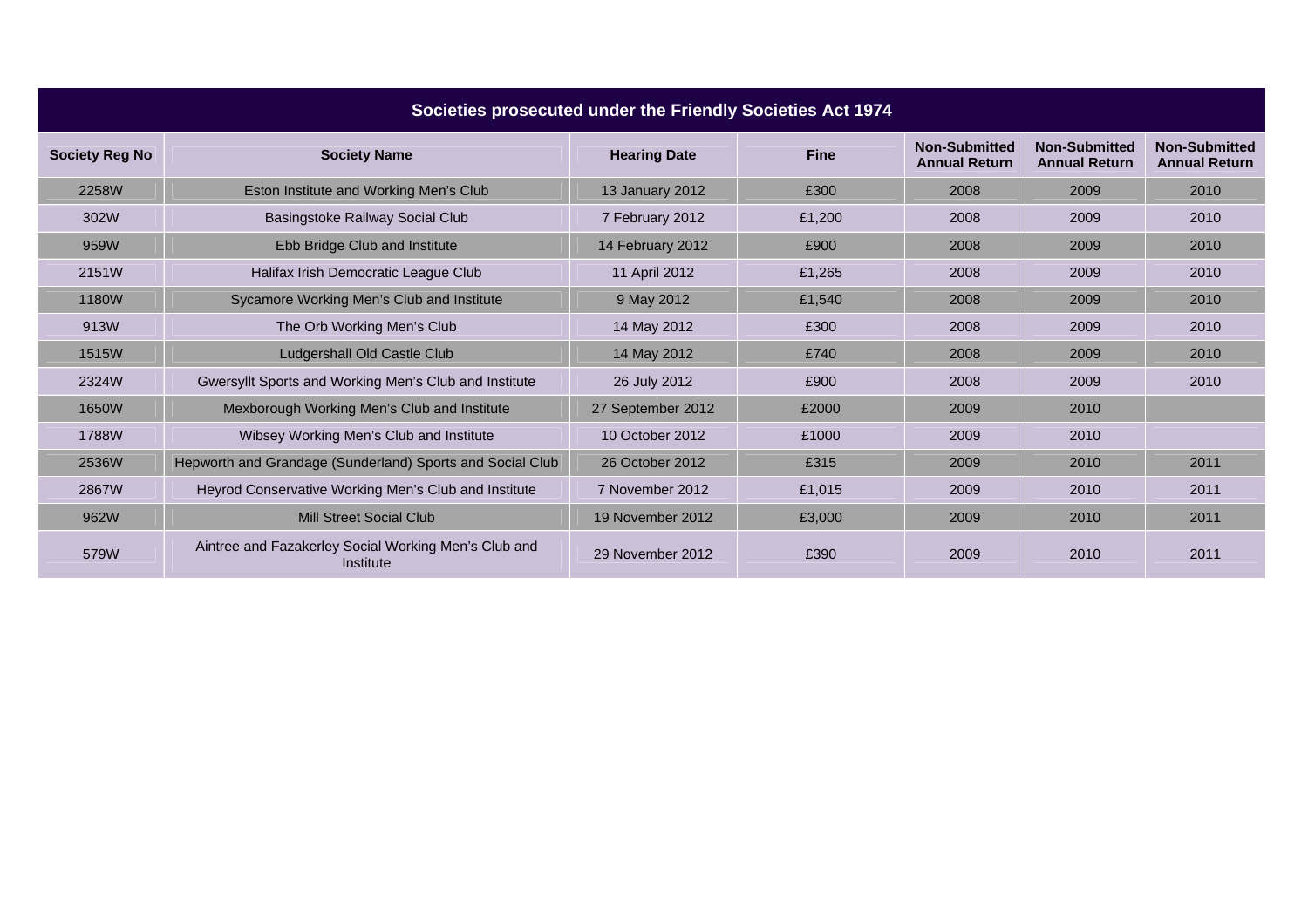| Societies prosecuted under the Friendly Societies Act 1974 | | | | | | |
|---|---|---|---|---|---|---|
| **Society Reg No** | **Society Name** | **Hearing Date** | **Fine** | **Non-Submitted Annual Return** | **Non-Submitted Annual Return** | **Non-Submitted Annual Return** |
| 2258W | Eston Institute and Working Men's Club | 13 January 2012 | £300 | 2008 | 2009 | 2010 |
| 302W | Basingstoke Railway Social Club | 7 February 2012 | £1,200 | 2008 | 2009 | 2010 |
| 959W | Ebb Bridge Club and Institute | 14 February 2012 | £900 | 2008 | 2009 | 2010 |
| 2151W | Halifax Irish Democratic League Club | 11 April 2012 | £1,265 | 2008 | 2009 | 2010 |
| 1180W | Sycamore Working Men's Club and Institute | 9 May 2012 | £1,540 | 2008 | 2009 | 2010 |
| 913W | The Orb Working Men's Club | 14 May 2012 | £300 | 2008 | 2009 | 2010 |
| 1515W | Ludgershall Old Castle Club | 14 May 2012 | £740 | 2008 | 2009 | 2010 |
| 2324W | Gwersyllt Sports and Working Men's Club and Institute | 26 July 2012 | £900 | 2008 | 2009 | 2010 |
| 1650W | Mexborough Working Men's Club and Institute | 27 September 2012 | £2000 | 2009 | 2010 | |
| 1788W | Wibsey Working Men's Club and Institute | 10 October 2012 | £1000 | 2009 | 2010 | |
| 2536W | Hepworth and Grandage (Sunderland) Sports and Social Club | 26 October 2012 | £315 | 2009 | 2010 | 2011 |
| 2867W | Heyrod Conservative Working Men's Club and Institute | 7 November 2012 | £1,015 | 2009 | 2010 | 2011 |
| 962W | Mill Street Social Club | 19 November 2012 | £3,000 | 2009 | 2010 | 2011 |
| 579W | Aintree and Fazakerley Social Working Men's Club and Institute | 29 November 2012 | £390 | 2009 | 2010 | 2011 |